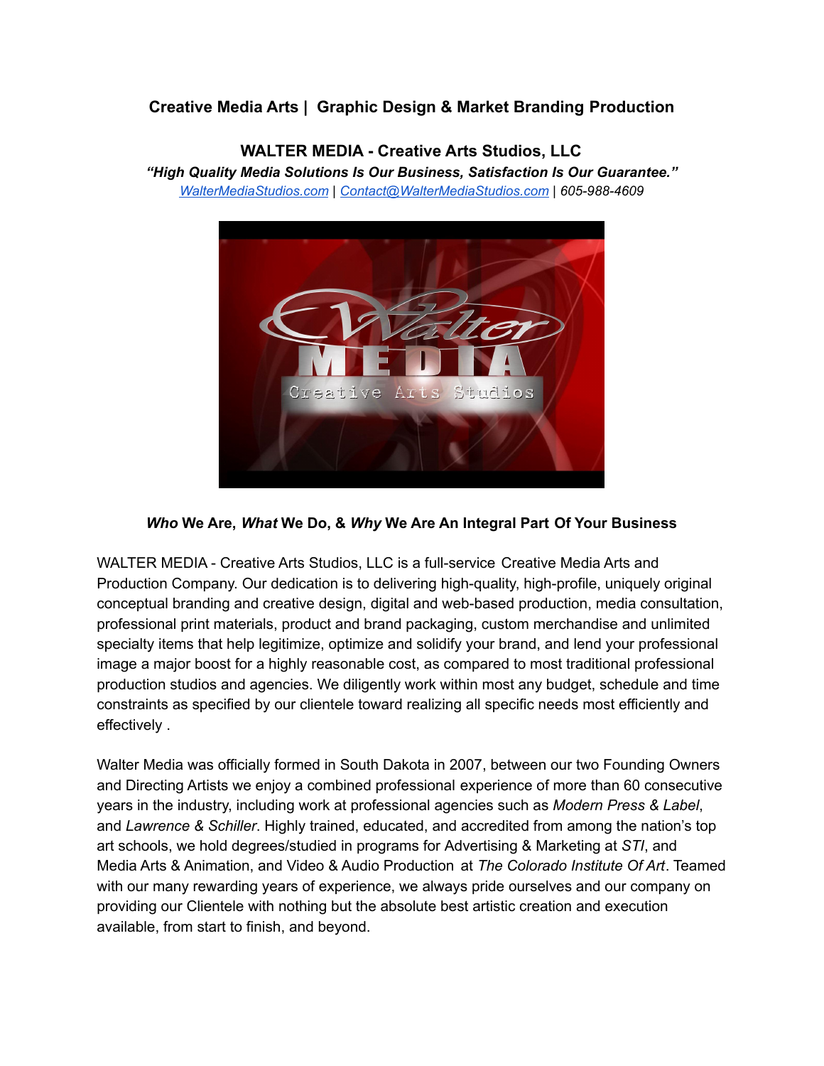## Creative Media Arts | Graphic Design & Market Branding Production

### WALTER MEDIA - Creative Arts Studios, LLC

***"High Quality Media Solutions Is Our Business, Satisfaction Is Our Guarantee."***

*WalterMediaStudios.com* | *Contact@WalterMediaStudios.com* | *605-988-4609*

### ***Who*** We Are, ***What*** We Do, & ***Why*** We Are An Integral Part Of Your Business

WALTER MEDIA - Creative Arts Studios, LLC is a full-service Creative Media Arts and Production Company. Our dedication is to delivering high-quality, high-profile, uniquely original conceptual branding and creative design, digital and web-based production, media consultation, professional print materials, product and brand packaging, custom merchandise and unlimited specialty items that help legitimize, optimize and solidify your brand, and lend your professional image a major boost for a highly reasonable cost, as compared to most traditional professional production studios and agencies. We diligently work within most any budget, schedule and time constraints as specified by our clientele toward realizing all specific needs most efficiently and effectively .

Walter Media was officially formed in South Dakota in 2007, between our two Founding Owners and Directing Artists we enjoy a combined professional experience of more than 60 consecutive years in the industry, including work at professional agencies such as *Modern Press & Label*, and *Lawrence & Schiller*. Highly trained, educated, and accredited from among the nation's top art schools, we hold degrees/studied in programs for Advertising & Marketing at *STI*, and Media Arts & Animation, and Video & Audio Production at *The Colorado Institute Of Art*. Teamed with our many rewarding years of experience, we always pride ourselves and our company on providing our Clientele with nothing but the absolute best artistic creation and execution available, from start to finish, and beyond.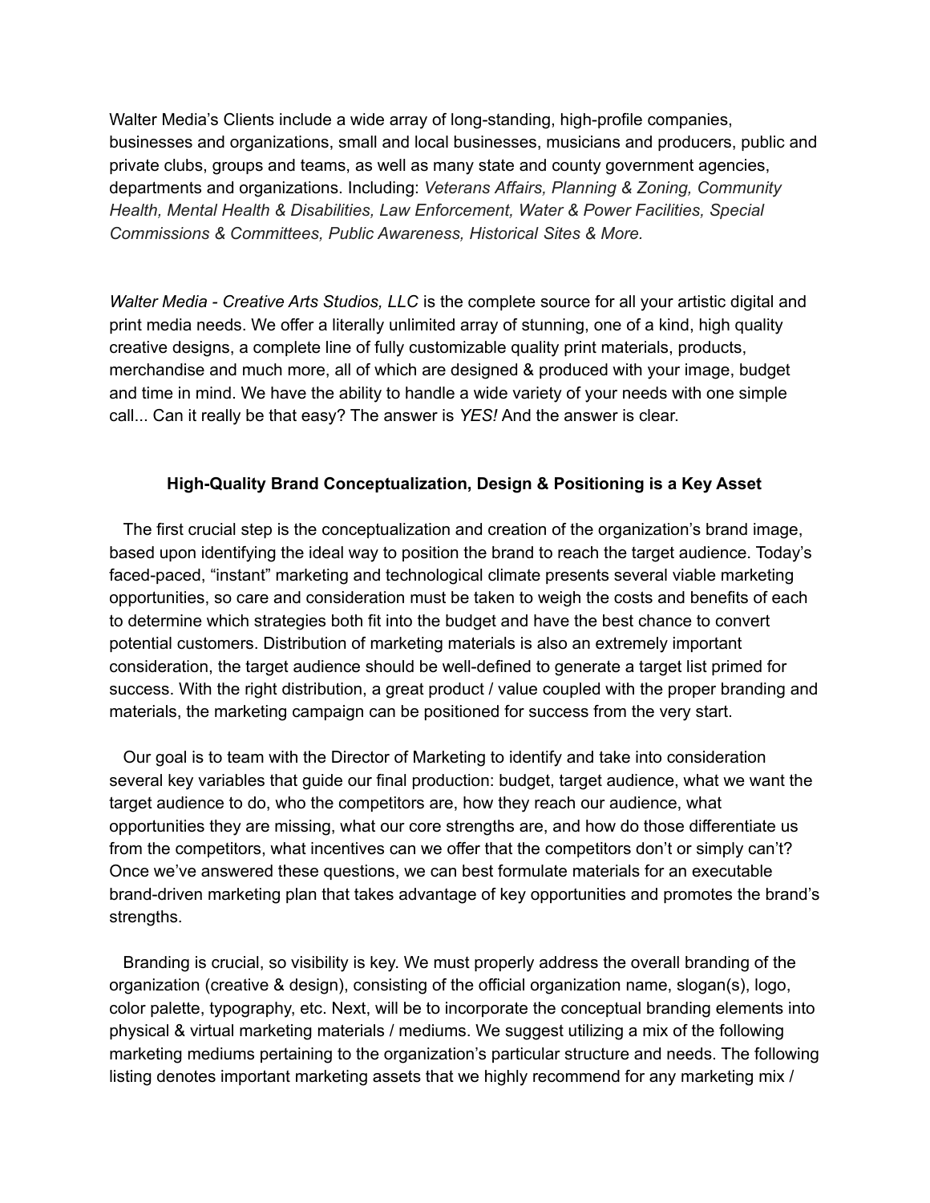Walter Media's Clients include a wide array of long-standing, high-profile companies, businesses and organizations, small and local businesses, musicians and producers, public and private clubs, groups and teams, as well as many state and county government agencies, departments and organizations. Including: *Veterans Affairs, Planning & Zoning, Community Health, Mental Health & Disabilities, Law Enforcement, Water & Power Facilities, Special Commissions & Committees, Public Awareness, Historical Sites & More.*

*Walter Media - Creative Arts Studios, LLC* is the complete source for all your artistic digital and print media needs. We offer a literally unlimited array of stunning, one of a kind, high quality creative designs, a complete line of fully customizable quality print materials, products, merchandise and much more, all of which are designed & produced with your image, budget and time in mind. We have the ability to handle a wide variety of your needs with one simple call... Can it really be that easy? The answer is *YES!* And the answer is clear.

**High-Quality Brand Conceptualization, Design & Positioning is a Key Asset**

The first crucial step is the conceptualization and creation of the organization's brand image, based upon identifying the ideal way to position the brand to reach the target audience. Today's faced-paced, "instant" marketing and technological climate presents several viable marketing opportunities, so care and consideration must be taken to weigh the costs and benefits of each to determine which strategies both fit into the budget and have the best chance to convert potential customers. Distribution of marketing materials is also an extremely important consideration, the target audience should be well-defined to generate a target list primed for success. With the right distribution, a great product / value coupled with the proper branding and materials, the marketing campaign can be positioned for success from the very start.

Our goal is to team with the Director of Marketing to identify and take into consideration several key variables that guide our final production: budget, target audience, what we want the target audience to do, who the competitors are, how they reach our audience, what opportunities they are missing, what our core strengths are, and how do those differentiate us from the competitors, what incentives can we offer that the competitors don't or simply can't? Once we've answered these questions, we can best formulate materials for an executable brand-driven marketing plan that takes advantage of key opportunities and promotes the brand's strengths.

Branding is crucial, so visibility is key. We must properly address the overall branding of the organization (creative & design), consisting of the official organization name, slogan(s), logo, color palette, typography, etc. Next, will be to incorporate the conceptual branding elements into physical & virtual marketing materials / mediums. We suggest utilizing a mix of the following marketing mediums pertaining to the organization's particular structure and needs. The following listing denotes important marketing assets that we highly recommend for any marketing mix /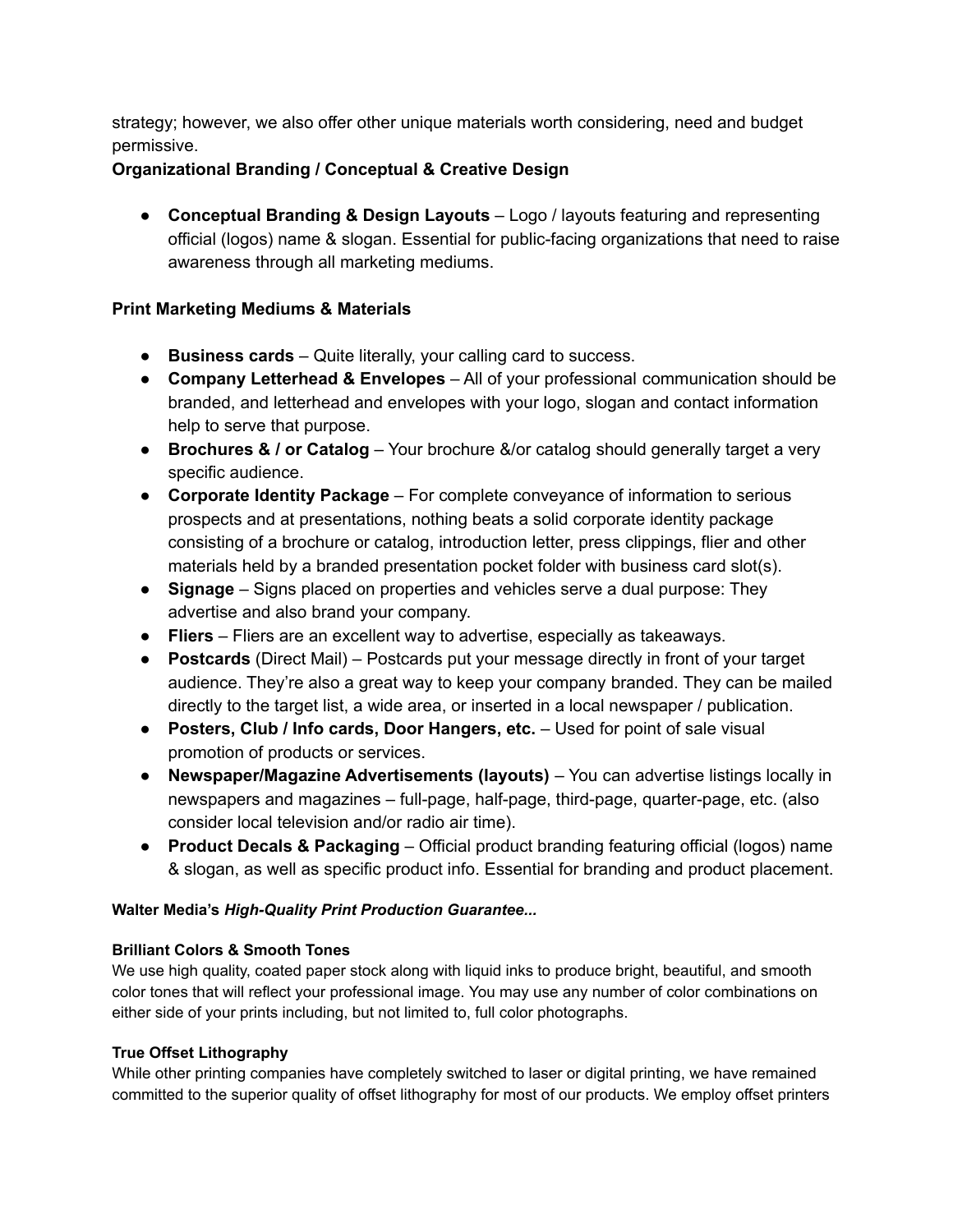strategy; however, we also offer other unique materials worth considering, need and budget permissive.

**Organizational Branding / Conceptual & Creative Design**

- **Conceptual Branding & Design Layouts** – Logo / layouts featuring and representing official (logos) name & slogan. Essential for public-facing organizations that need to raise awareness through all marketing mediums.

**Print Marketing Mediums & Materials**

- **Business cards** – Quite literally, your calling card to success.
- **Company Letterhead & Envelopes** – All of your professional communication should be branded, and letterhead and envelopes with your logo, slogan and contact information help to serve that purpose.
- **Brochures & / or Catalog** – Your brochure &/or catalog should generally target a very specific audience.
- **Corporate Identity Package** – For complete conveyance of information to serious prospects and at presentations, nothing beats a solid corporate identity package consisting of a brochure or catalog, introduction letter, press clippings, flier and other materials held by a branded presentation pocket folder with business card slot(s).
- **Signage** – Signs placed on properties and vehicles serve a dual purpose: They advertise and also brand your company.
- **Fliers** – Fliers are an excellent way to advertise, especially as takeaways.
- **Postcards** (Direct Mail) – Postcards put your message directly in front of your target audience. They're also a great way to keep your company branded. They can be mailed directly to the target list, a wide area, or inserted in a local newspaper / publication.
- **Posters, Club / Info cards, Door Hangers, etc.** – Used for point of sale visual promotion of products or services.
- **Newspaper/Magazine Advertisements (layouts)** – You can advertise listings locally in newspapers and magazines – full-page, half-page, third-page, quarter-page, etc. (also consider local television and/or radio air time).
- **Product Decals & Packaging** – Official product branding featuring official (logos) name & slogan, as well as specific product info. Essential for branding and product placement.

**Walter Media's *High-Quality Print Production Guarantee...***

**Brilliant Colors & Smooth Tones**

We use high quality, coated paper stock along with liquid inks to produce bright, beautiful, and smooth color tones that will reflect your professional image. You may use any number of color combinations on either side of your prints including, but not limited to, full color photographs.

**True Offset Lithography**

While other printing companies have completely switched to laser or digital printing, we have remained committed to the superior quality of offset lithography for most of our products. We employ offset printers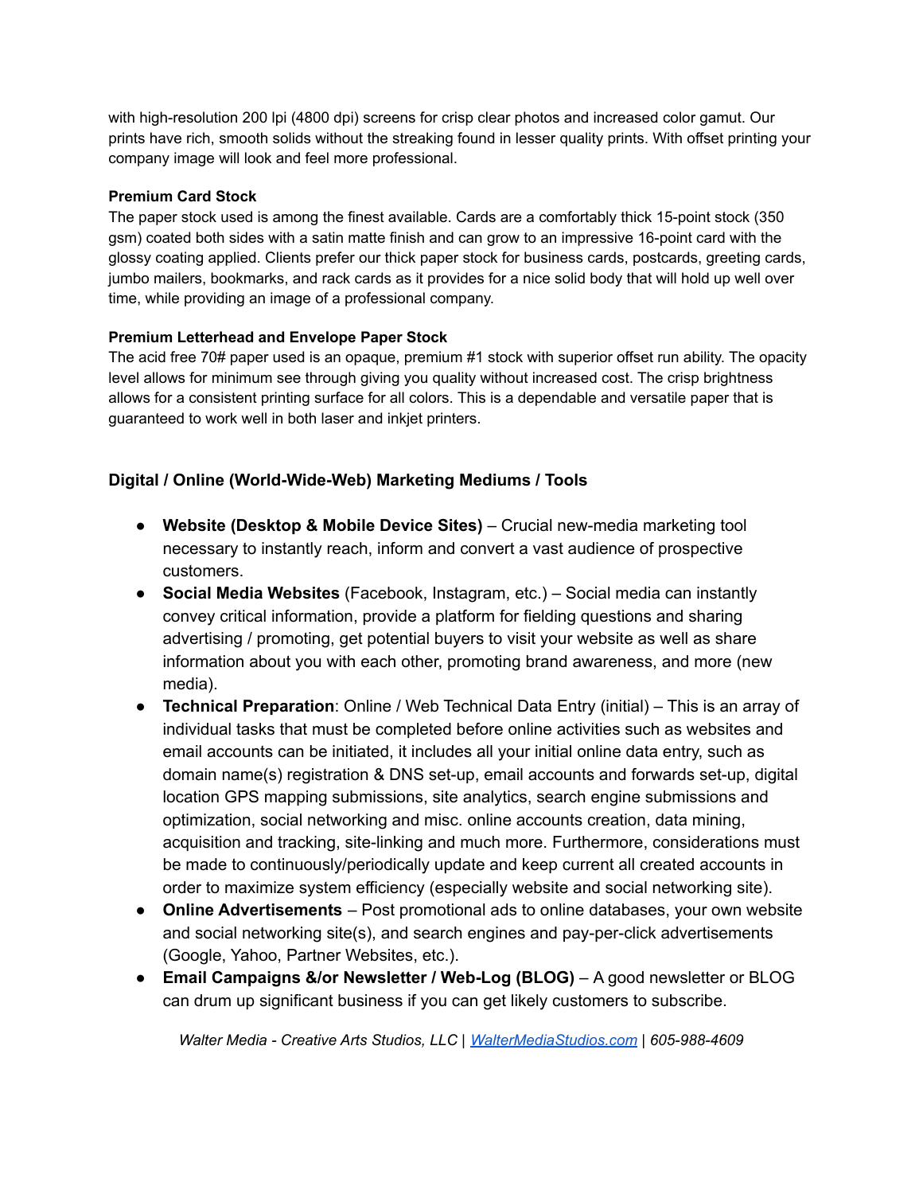with high-resolution 200 lpi (4800 dpi) screens for crisp clear photos and increased color gamut. Our prints have rich, smooth solids without the streaking found in lesser quality prints. With offset printing your company image will look and feel more professional.

**Premium Card Stock**
The paper stock used is among the finest available. Cards are a comfortably thick 15-point stock (350 gsm) coated both sides with a satin matte finish and can grow to an impressive 16-point card with the glossy coating applied. Clients prefer our thick paper stock for business cards, postcards, greeting cards, jumbo mailers, bookmarks, and rack cards as it provides for a nice solid body that will hold up well over time, while providing an image of a professional company.

**Premium Letterhead and Envelope Paper Stock**
The acid free 70# paper used is an opaque, premium #1 stock with superior offset run ability. The opacity level allows for minimum see through giving you quality without increased cost. The crisp brightness allows for a consistent printing surface for all colors. This is a dependable and versatile paper that is guaranteed to work well in both laser and inkjet printers.

### Digital / Online (World-Wide-Web) Marketing Mediums / Tools

- **Website (Desktop & Mobile Device Sites)** – Crucial new-media marketing tool necessary to instantly reach, inform and convert a vast audience of prospective customers.
- **Social Media Websites** (Facebook, Instagram, etc.) – Social media can instantly convey critical information, provide a platform for fielding questions and sharing advertising / promoting, get potential buyers to visit your website as well as share information about you with each other, promoting brand awareness, and more (new media).
- **Technical Preparation**: Online / Web Technical Data Entry (initial) – This is an array of individual tasks that must be completed before online activities such as websites and email accounts can be initiated, it includes all your initial online data entry, such as domain name(s) registration & DNS set-up, email accounts and forwards set-up, digital location GPS mapping submissions, site analytics, search engine submissions and optimization, social networking and misc. online accounts creation, data mining, acquisition and tracking, site-linking and much more. Furthermore, considerations must be made to continuously/periodically update and keep current all created accounts in order to maximize system efficiency (especially website and social networking site).
- **Online Advertisements** – Post promotional ads to online databases, your own website and social networking site(s), and search engines and pay-per-click advertisements (Google, Yahoo, Partner Websites, etc.).
- **Email Campaigns &/or Newsletter / Web-Log (BLOG)** – A good newsletter or BLOG can drum up significant business if you can get likely customers to subscribe.